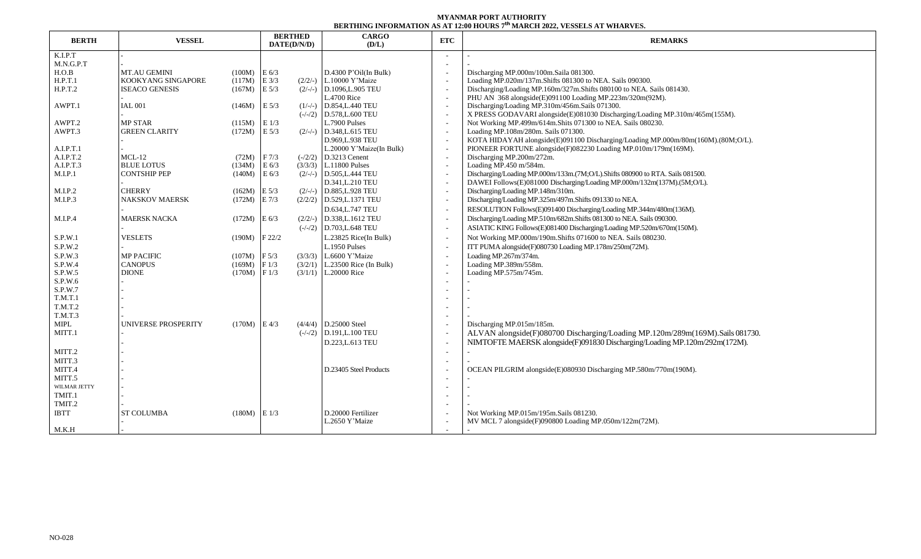**MYANMAR PORT AUTHORITY**

**BERTHING INFORMATION AS AT 12:00 HOURS 7th MARCH 2022, VESSELS AT WHARVES.**

| BERTH | VESSEL | | BERTHED DATE(D/N/D) | | CARGO (D/L) | ETC | REMARKS |
|---|---|---|---|---|---|---|---|
| K.I.P.T | - | | | | | - | - |
| M.N.G.P.T | - | | | | | - | - |
| H.O.B | MT.AU GEMINI | (100M) | E 6/3 | | D.4300 P'Oil(In Bulk) | - | Discharging MP.000m/100m.Saila 081300. |
| H.P.T.1 | KOOKYANG SINGAPORE | (117M) | E 3/3 | (2/2/-) | L.10000 Y'Maize | - | Loading MP.020m/137m.Shifts 081300 to NEA. Sails 090300. |
| H.P.T.2 | ISEACO GENESIS | (167M) | E 5/3 | (2/-/-) | D.1096,L.905 TEU | - | Discharging/Loading MP.160m/327m.Shifts 080100 to NEA. Sails 081430. |
| | - | | | | L.4700 Rice | - | PHU AN 368 alongside(E)091100 Loading MP.223m/320m(92M). |
| AWPT.1 | IAL 001 | (146M) | E 5/3 | (1/-/-) | D.854,L.440 TEU | - | Discharging/Loading MP.310m/456m.Sails 071300. |
| | - | | | (-/-/2) | D.578,L.600 TEU | - | X PRESS GODAVARI alongside(E)081030 Discharging/Loading MP.310m/465m(155M). |
| AWPT.2 | MP STAR | (115M) | E 1/3 | | L.7900 Pulses | - | Not Working MP.499m/614m.Shits 071300 to NEA. Sails 080230. |
| AWPT.3 | GREEN CLARITY | (172M) | E 5/3 | (2/-/-) | D.348,L.615 TEU | - | Loading MP.108m/280m. Sails 071300. |
| | - | | | | D.969,L.938 TEU | - | KOTA HIDAYAH alongside(E)091100 Discharging/Loading MP.000m/80m(160M).(80M;O/L). |
| A.I.P.T.1 | - | | | | L.20000 Y'Maize(In Bulk) | - | PIONEER FORTUNE alongside(F)082230 Loading MP.010m/179m(169M). |
| A.I.P.T.2 | MCL-12 | (72M) | F 7/3 | (-/2/2) | D.3213 Cenent | - | Discharging MP.200m/272m. |
| A.I.P.T.3 | BLUE LOTUS | (134M) | E 6/3 | (3/3/3) | L.11800 Pulses | - | Loading MP.450 m/584m. |
| M.I.P.1 | CONTSHIP PEP | (140M) | E 6/3 | (2/-/-) | D.505,L.444 TEU | - | Discharging/Loading MP.000m/133m.(7M;O/L).Shifts 080900 to RTA. Sails 081500. |
| | - | | | | D.341,L.210 TEU | - | DAWEI Follows(E)081000 Discharging/Loading MP.000m/132m(137M).(5M;O/L). |
| M.I.P.2 | CHERRY | (162M) | E 5/3 | (2/-/-) | D.885,L.928 TEU | - | Discharging/Loading MP.148m/310m. |
| M.I.P.3 | NAKSKOV MAERSK | (172M) | E 7/3 | (2/2/2) | D.529,L.1371 TEU | - | Discharging/Loading MP.325m/497m.Shifts 091330 to NEA. |
| | - | | | | D.634,L.747 TEU | - | RESOLUTION Follows(E)091400 Discharging/Loading MP.344m/480m(136M). |
| M.I.P.4 | MAERSK NACKA | (172M) | E 6/3 | (2/2/-) | D.338,L.1612 TEU | - | Discharging/Loading MP.510m/682m.Shifts 081300 to NEA. Sails 090300. |
| | - | | | (-/-/2) | D.703,L.648 TEU | - | ASIATIC KING Follows(E)081400 Discharging/Loading MP.520m/670m(150M). |
| S.P.W.1 | VESLETS | (190M) | F 22/2 | | L.23825 Rice(In Bulk) | - | Not Working MP.000m/190m.Shifts 071600 to NEA. Sails 080230. |
| S.P.W.2 | - | | | | L.1950 Pulses | - | ITT PUMA alongside(F)080730 Loading MP.178m/250m(72M). |
| S.P.W.3 | MP PACIFIC | (107M) | F 5/3 | (3/3/3) | L.6600 Y'Maize | - | Loading MP.267m/374m. |
| S.P.W.4 | CANOPUS | (169M) | F 1/3 | (3/2/1) | L.23500 Rice (In Bulk) | - | Loading MP.389m/558m. |
| S.P.W.5 | DIONE | (170M) | F 1/3 | (3/1/1) | L.20000 Rice | - | Loading MP.575m/745m. |
| S.P.W.6 | - | | | | | - | - |
| S.P.W.7 | - | | | | | - | - |
| T.M.T.1 | - | | | | | - | - |
| T.M.T.2 | - | | | | | - | - |
| T.M.T.3 | - | | | | | - | - |
| MIPL | UNIVERSE PROSPERITY | (170M) | E 4/3 | (4/4/4) | D.25000 Steel | - | Discharging MP.015m/185m. |
| MITT.1 | - | | | (-/-/2) | D.191,L.100 TEU | - | ALVAN alongside(F)080700 Discharging/Loading MP.120m/289m(169M).Sails 081730. |
| | - | | | | D.223,L.613 TEU | - | NIMTOFTE MAERSK alongside(F)091830 Discharging/Loading MP.120m/292m(172M). |
| MITT.2 | - | | | | | - | - |
| MITT.3 | - | | | | | - | - |
| MITT.4 | - | | | | D.23405 Steel Products | - | OCEAN PILGRIM alongside(E)080930 Discharging MP.580m/770m(190M). |
| MITT.5 | - | | | | | - | - |
| WILMAR JETTY | - | | | | | - | - |
| TMIT.1 | - | | | | | - | - |
| TMIT.2 | - | | | | | - | - |
| IBTT | ST COLUMBA | (180M) | E 1/3 | | D.20000 Fertilizer | - | Not Working MP.015m/195m.Sails 081230. |
| | - | | | | L.2650 Y'Maize | - | MV MCL 7 alongside(F)090800 Loading MP.050m/122m(72M). |
| M.K.H | - | | | | | - | - |

NO-028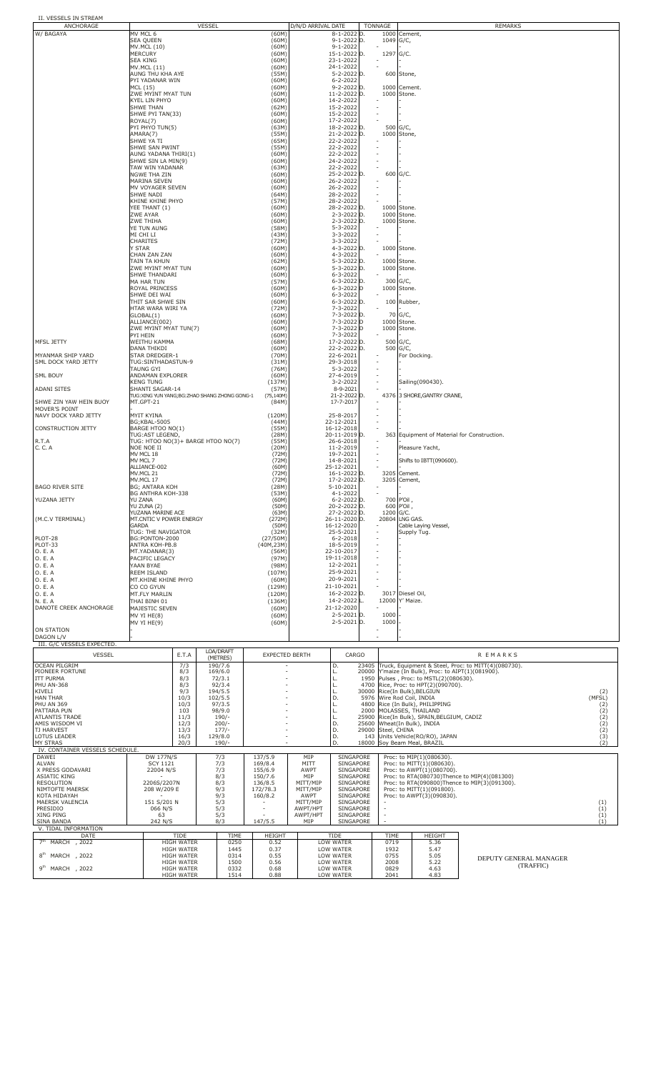## II. VESSELS IN STREAM

| ANCHORAGE | VESSEL | | D/N/D ARRIVAL DATE | | TONNAGE | | REMARKS |
|---|---|---|---|---|---|---|---|
| W/ BAGAYA | MV MCL 6 | (60M) | 8-1-2022 | D. | 1000 | Cement, | |
| | SEA QUEEN | (60M) | 9-1-2022 | D. | 1049 | G/C, | |
| | MV.MCL (10) | (60M) | 9-1-2022 | | - | - | |
| | MERCURY | (60M) | 15-1-2022 | D. | 1297 | G/C. | |
| | SEA KING | (60M) | 23-1-2022 | | - | - | |
| | MV.MCL (11) | (60M) | 24-1-2022 | | - | - | |
| | AUNG THU KHA AYE | (55M) | 5-2-2022 | D. | 600 | Stone, | |
| | PYI YADANAR WIN | (60M) | 6-2-2022 | | | | |
| | MCL (15) | (60M) | 9-2-2022 | D. | 1000 | Cement. | |
| | ZWE MYINT MYAT TUN | (60M) | 11-2-2022 | D. | 1000 | Stone. | |
| | KYEL LIN PHYO | (60M) | 14-2-2022 | | - | - | |
| | SHWE THAN | (62M) | 15-2-2022 | | - | - | |
| | SHWE PYI TAN(33) | (60M) | 15-2-2022 | | - | - | |
| | ROYAL(7) | (60M) | 17-2-2022 | | - | - | |
| | PYI PHYO TUN(5) | (63M) | 18-2-2022 | D. | 500 | G/C, | |
| | AMARA(7) | (55M) | 21-2-2022 | D. | 1000 | Stone, | |
| | SHWE YA TI | (65M) | 22-2-2022 | | - | - | |
| | SHWE SAN PWINT | (55M) | 22-2-2022 | | - | - | |
| | AUNG YADANA THIRI(1) | (60M) | 22-2-2022 | | - | - | |
| | SHWE SIN LA MIN(9) | (60M) | 24-2-2022 | | - | - | |
| | TAW WIN YADANAR | (63M) | 22-2-2022 | | - | - | |
| | NGWE THA ZIN | (60M) | 25-2-2022 | D. | 600 | G/C. | |
| | MARINA SEVEN | (60M) | 26-2-2022 | | - | - | |
| | MV VOYAGER SEVEN | (60M) | 26-2-2022 | | - | - | |
| | SHWE NADI | (64M) | 28-2-2022 | | - | - | |
| | KHINE KHINE PHYO | (57M) | 28-2-2022 | | - | - | |
| | YEE THANT (1) | (60M) | 28-2-2022 | D. | 1000 | Stone. | |
| | ZWE AYAR | (60M) | 2-3-2022 | D. | 1000 | Stone. | |
| | ZWE THIHA | (60M) | 2-3-2022 | D. | 1000 | Stone. | |
| | YE TUN AUNG | (58M) | 5-3-2022 | | - | - | |
| | MI CHI LI | (43M) | 3-3-2022 | | - | - | |
| | CHARITES | (72M) | 3-3-2022 | | - | - | |
| | Y STAR | (60M) | 4-3-2022 | D. | 1000 | Stone. | |
| | CHAN ZAN ZAN | (60M) | 4-3-2022 | | - | - | |
| | TAIN TA KHUN | (62M) | 5-3-2022 | D. | 1000 | Stone. | |
| | ZWE MYINT MYAT TUN | (60M) | 5-3-2022 | D. | 1000 | Stone. | |
| | SHWE THANDARI | (60M) | 6-3-2022 | | - | - | |
| | MA HAR TUN | (57M) | 6-3-2022 | D. | 300 | G/C, | |
| | ROYAL PRINCESS | (60M) | 6-3-2022 | D | 1000 | Stone. | |
| | SHWE DEI WAI | (60M) | 6-3-2022 | | - | - | |
| | THIT SAR SHWE SIN | (60M) | 6-3-2022 | D. | 100 | Rubber, | |
| | HTAR WARA WIRI YA | (72M) | 7-3-2022 | | - | - | |
| | GLOBAL(1) | (60M) | 7-3-2022 | D. | 70 | G/C, | |
| | ALLIANCE(002) | (60M) | 7-3-2022 | D | 1000 | Stone. | |
| | ZWE MYINT MYAT TUN(7) | (60M) | 7-3-2022 | D | 1000 | Stone. | |
| | PYI HEIN | (60M) | 7-3-2022 | | - | - | |
| MFSL JETTY | WEITHU KAMMA | (68M) | 17-2-2022 | D. | 500 | G/C, | |
| | DANA THIKDI | (60M) | 22-2-2022 | D. | 500 | G/C, | |
| MYANMAR SHIP YARD | STAR DREDGER-1 | (70M) | 22-6-2021 | | - | For Docking. | |
| SML DOCK YARD JETTY | TUG:SINTHADASTUN-9 | (31M) | 29-3-2018 | | - | - | |
| | TAUNG GYI | (76M) | 5-3-2022 | | - | - | |
| SML BOUY | ANDAMAN EXPLORER | (60M) | 27-4-2019 | | - | - | |
| | KENG TUNG | (137M) | 3-2-2022 | | - | Sailing(090430). | |
| ADANI SITES | SHANTI SAGAR-14 | (57M) | 8-9-2021 | | - | - | |
| | TUG:XING YUN YANG;BG:ZHAO SHANG ZHONG GONG-1 | (75,140M) | 21-2-2022 | D. | 4376 | 3 SHORE,GANTRY CRANE, | |
| SHWE ZIN YAW HEIN BUOY | MT.GPT-21 | (84M) | 17-7-2017 | | - | - | |
| MOVER'S POINT | - | | | | | | |
| NAVY DOCK YARD JETTY | MYIT KYINA | (120M) | 25-8-2017 | | - | - | |
| | BG;KBAL-5005 | (44M) | 22-12-2021 | | - | - | |
| CONSTRUCTION JETTY | BARGE HTOO NO(1) | (55M) | 16-12-2018 | | - | - | |
| | TUG:AST LEGEND, | (28M) | 20-11-2019 | D. | 363 | Equipment of Material for Construction. | |
| R.T.A | TUG: HTOO NO(3)+ BARGE HTOO NO(7) | (55M) | 26-6-2018 | | - | - | |
| C. C. A | NOE NOE II | (20M) | 11-2-2019 | | - | Pleasure Yacht, | |
| | MV MCL 18 | (72M) | 19-7-2021 | | - | - | |
| | MV MCL 7 | (72M) | 14-8-2021 | | - | Shifts to IBTT(090600). | |
| | ALLIANCE-002 | (60M) | 25-12-2021 | | - | - | |
| | MV.MCL 21 | (72M) | 16-1-2022 | D. | 3205 | Cement. | |
| | MV.MCL 17 | (72M) | 17-2-2022 | D. | 3205 | Cement, | |
| BAGO RIVER SITE | BG; ANTARA KOH | (28M) | 5-10-2021 | | - | - | |
| | BG ANTHRA KOH-338 | (53M) | 4-1-2022 | | - | - | |
| YUZANA JETTY | YU ZANA | (60M) | 6-2-2022 | D. | 700 | P'Oil , | |
| | YU ZUNA (2) | (50M) | 20-2-2022 | D. | 600 | P'Oil , | |
| | YUZANA MARINE ACE | (63M) | 27-2-2022 | D. | 1200 | G/C. | |
| (M.C.V TERMINAL) | MT.CNTIC V POWER ENERGY | (272M) | 26-11-2020 | D. | 20804 | LNG GAS. | |
| | GARDA | (50M) | 16-12-2020 | | - | Cable Laying Vessel, | |
| | TUG: THE NAVIGATOR | (32M) | 25-5-2021 | | - | Supply Tug. | |
| PLOT-28 | BG:PONTON-2000 | (27/50M) | 6-2-2018 | | - | - | |
| PLOT-33 | ANTRA KOH-PB.8 | (40M,23M) | 18-5-2019 | | - | - | |
| O. E. A | MT.YADANAR(3) | (56M) | 22-10-2017 | | - | - | |
| O. E. A | PACIFIC LEGACY | (97M) | 19-11-2018 | | - | - | |
| O. E. A | YAAN BYAE | (98M) | 12-2-2021 | | - | - | |
| O. E. A | REEM ISLAND | (107M) | 25-9-2021 | | - | - | |
| O. E. A | MT.KHINE KHINE PHYO | (60M) | 20-9-2021 | | - | - | |
| O. E. A | CO CO GYUN | (129M) | 21-10-2021 | | - | - | |
| O. E. A | MT.FLY MARLIN | (120M) | 16-2-2022 | D. | 3017 | Diesel Oil, | |
| N. E. A | THAI BINH 01 | (136M) | 14-2-2022 | L. | 12000 | Y' Maize. | |
| DANOTE CREEK ANCHORAGE | MAJESTIC SEVEN | (60M) | 21-12-2020 | | - | - | |
| | MV YI HE(8) | (60M) | 2-5-2021 | D. | 1000 | - | |
| | MV YI HE(9) | (60M) | 2-5-2021 | D. | 1000 | - | |
| ON STATION | - | | | | - | - | |
| DAGON L/V | - | | | | - | - | |

## III. G/C VESSELS EXPECTED.

| VESSEL | E.T.A | LOA/DRAFT (METRES) | EXPECTED BERTH | CARGO | | R E M A R K S | |
|---|---|---|---|---|---|---|---|
| OCEAN PILGRIM | 7/3 | 190/7.6 | - | D. | 23405 | Truck, Equipment & Steel, Proc: to MITT(4)(080730). | |
| PIONEER FORTUNE | 8/3 | 169/6.0 | - | L. | 20000 | Y'maize (In Bulk), Proc: to AIPT(1)(081900). | |
| ITT PURMA | 8/3 | 72/3.1 | - | L. | 1950 | Pulses , Proc: to MSTL(2)(080630). | |
| PHU AN-368 | 8/3 | 92/3.4 | - | L. | 4700 | Rice, Proc: to HPT(2)(090700). | |
| KIVELI | 9/3 | 194/5.5 | - | L. | 30000 | Rice(In Bulk),BELGIUN | (2) |
| HAN THAR | 10/3 | 102/5.5 | - | D. | 5976 | Wire Rod Coil, INDIA | (MFSL) |
| PHU AN 369 | 10/3 | 97/3.5 | - | L. | 4800 | Rice (In Bulk), PHILIPPING | (2) |
| PATTARA PUN | 103 | 98/9.0 | - | L. | 2000 | MOLASSES, THAILAND | (2) |
| ATLANTIS TRADE | 11/3 | 190/- | - | L. | 25900 | Rice(In Bulk), SPAIN,BELGIUM, CADIZ | (2) |
| AMIS WISDOM VI | 12/3 | 200/- | - | D. | 25600 | Wheat(In Bulk), INDIA | (2) |
| TJ HARVEST | 13/3 | 177/- | - | D. | 29000 | Steel, CHINA | (2) |
| LOTUS LEADER | 16/3 | 129/8.0 | - | D. | 143 | Units Vehicle(RO/RO), JAPAN | (3) |
| MY STRAS | 20/3 | 190/- | - | D. | 18000 | Soy Beam Meal, BRAZIL | (2) |

## IV. CONTAINER VESSELS SCHEDULE.

| | | | | | | | |
|---|---|---|---|---|---|---|---|
| DAWEI | DW 177N/S | 7/3 | 137/5.9 | MIP | SINGAPORE | Proc: to MIP(1)(080630). | |
| ALVAN | SCY 1121 | 7/3 | 169/8.4 | MITT | SINGAPORE | Proc: to MITT(1)(080630). | |
| X PRESS GODAVARI | 22004 N/S | 7/3 | 155/6.9 | AWPT | SINGAPORE | Proc: to AWPT(1)(080700). | |
| ASIATIC KING | - | 8/3 | 150/7.6 | MIP | SINGAPORE | Proc: to RTA(080730)Thence to MIP(4)(081300) | |
| RESOLUTION | 2206S/2207N | 8/3 | 136/8.5 | MITT/MIP | SINGAPORE | Proc: to RTA(090800)Thence to MIP(3)(091300). | |
| NIMTOFTE MAERSK | 208 W/209 E | 9/3 | 172/78.3 | MITT/MIP | SINGAPORE | Proc: to MITT(1)(091800). | |
| KOTA HIDAYAH | - | 9/3 | 160/8.2 | AWPT | SINGAPORE | Proc: to AWPT(3)(090830). | |
| MAERSK VALENCIA | 151 S/201 N | 5/3 | - | MITT/MIP | SINGAPORE | - | (1) |
| PRESIDIO | 066 N/S | 5/3 | - | AWPT/HPT | SINGAPORE | - | (1) |
| XING PING | 63 | 5/3 | - | AWPT/HPT | SINGAPORE | - | (1) |
| SINA BANDA | 242 N/S | 8/3 | 147/5.5 | MIP | SINGAPORE | - | (1) |

## V. TIDAL INFORMATION

| DATE | TIDE | TIME | HEIGHT | TIDE | TIME | HEIGHT |
|---|---|---|---|---|---|---|
| 7th MARCH , 2022 | HIGH WATER | 0250 | 0.52 | LOW WATER | 0719 | 5.36 |
| | HIGH WATER | 1445 | 0.37 | LOW WATER | 1932 | 5.47 |
| 8th MARCH , 2022 | HIGH WATER | 0314 | 0.55 | LOW WATER | 0755 | 5.05 |
| | HIGH WATER | 1500 | 0.56 | LOW WATER | 2008 | 5.22 |
| 9th MARCH , 2022 | HIGH WATER | 0332 | 0.68 | LOW WATER | 0829 | 4.63 |
| | HIGH WATER | 1514 | 0.88 | LOW WATER | 2041 | 4.83 |

DEPUTY GENERAL MANAGER
(TRAFFIC)